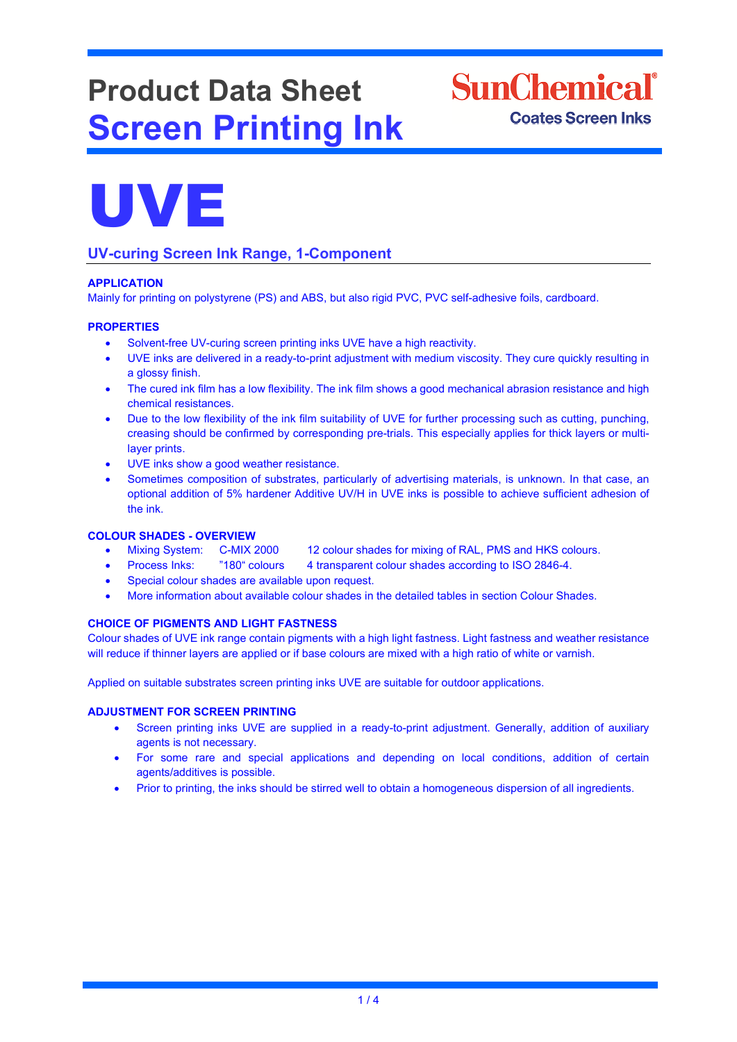# Product Data Sheet
# Screen Printing Ink

SunChemical®
Coates Screen Inks

# UVE

## UV-curing Screen Ink Range, 1-Component

### APPLICATION

Mainly for printing on polystyrene (PS) and ABS, but also rigid PVC, PVC self-adhesive foils, cardboard.

### PROPERTIES

- Solvent-free UV-curing screen printing inks UVE have a high reactivity.
- UVE inks are delivered in a ready-to-print adjustment with medium viscosity. They cure quickly resulting in a glossy finish.
- The cured ink film has a low flexibility. The ink film shows a good mechanical abrasion resistance and high chemical resistances.
- Due to the low flexibility of the ink film suitability of UVE for further processing such as cutting, punching, creasing should be confirmed by corresponding pre-trials. This especially applies for thick layers or multi-layer prints.
- UVE inks show a good weather resistance.
- Sometimes composition of substrates, particularly of advertising materials, is unknown. In that case, an optional addition of 5% hardener Additive UV/H in UVE inks is possible to achieve sufficient adhesion of the ink.

### COLOUR SHADES - OVERVIEW

- Mixing System: C-MIX 2000 12 colour shades for mixing of RAL, PMS and HKS colours.
- Process Inks: "180" colours 4 transparent colour shades according to ISO 2846-4.
- Special colour shades are available upon request.
- More information about available colour shades in the detailed tables in section Colour Shades.

### CHOICE OF PIGMENTS AND LIGHT FASTNESS

Colour shades of UVE ink range contain pigments with a high light fastness. Light fastness and weather resistance will reduce if thinner layers are applied or if base colours are mixed with a high ratio of white or varnish.

Applied on suitable substrates screen printing inks UVE are suitable for outdoor applications.

### ADJUSTMENT FOR SCREEN PRINTING

- Screen printing inks UVE are supplied in a ready-to-print adjustment. Generally, addition of auxiliary agents is not necessary.
- For some rare and special applications and depending on local conditions, addition of certain agents/additives is possible.
- Prior to printing, the inks should be stirred well to obtain a homogeneous dispersion of all ingredients.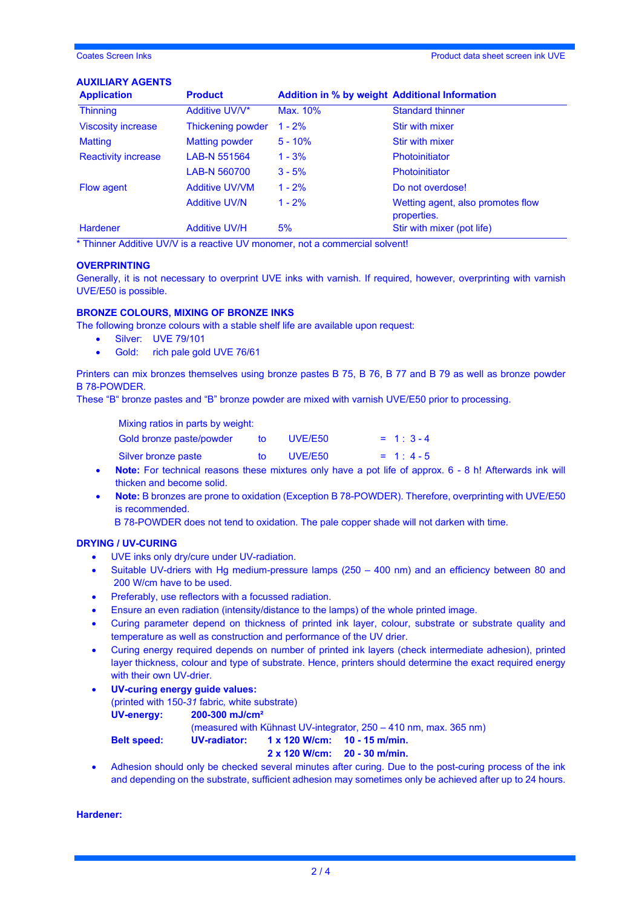### AUXILIARY AGENTS

| Application | Product | Addition in % by weight | Additional Information |
|---|---|---|---|
| Thinning | Additive UV/V* | Max. 10% | Standard thinner |
| Viscosity increase | Thickening powder | 1 - 2% | Stir with mixer |
| Matting | Matting powder | 5 - 10% | Stir with mixer |
| Reactivity increase | LAB-N 551564 | 1 - 3% | Photoinitiator |
| | LAB-N 560700 | 3 - 5% | Photoinitiator |
| Flow agent | Additive UV/VM | 1 - 2% | Do not overdose! |
| | Additive UV/N | 1 - 2% | Wetting agent, also promotes flow properties. |
| Hardener | Additive UV/H | 5% | Stir with mixer (pot life) |

* Thinner Additive UV/V is a reactive UV monomer, not a commercial solvent!

### OVERPRINTING

Generally, it is not necessary to overprint UVE inks with varnish. If required, however, overprinting with varnish UVE/E50 is possible.

### BRONZE COLOURS, MIXING OF BRONZE INKS

The following bronze colours with a stable shelf life are available upon request:

- Silver: UVE 79/101
- Gold: rich pale gold UVE 76/61

Printers can mix bronzes themselves using bronze pastes B 75, B 76, B 77 and B 79 as well as bronze powder B 78-POWDER.
These "B" bronze pastes and "B" bronze powder are mixed with varnish UVE/E50 prior to processing.

Mixing ratios in parts by weight:

| | | | |
|---|---|---|---|
| Gold bronze paste/powder | to | UVE/E50 | = 1 : 3 - 4 |
| Silver bronze paste | to | UVE/E50 | = 1 : 4 - 5 |

- **Note:** For technical reasons these mixtures only have a pot life of approx. 6 - 8 h! Afterwards ink will thicken and become solid.
- **Note:** B bronzes are prone to oxidation (Exception B 78-POWDER). Therefore, overprinting with UVE/E50 is recommended.
  B 78-POWDER does not tend to oxidation. The pale copper shade will not darken with time.

### DRYING / UV-CURING

- UVE inks only dry/cure under UV-radiation.
- Suitable UV-driers with Hg medium-pressure lamps (250 – 400 nm) and an efficiency between 80 and 200 W/cm have to be used.
- Preferably, use reflectors with a focussed radiation.
- Ensure an even radiation (intensity/distance to the lamps) of the whole printed image.
- Curing parameter depend on thickness of printed ink layer, colour, substrate or substrate quality and temperature as well as construction and performance of the UV drier.
- Curing energy required depends on number of printed ink layers (check intermediate adhesion), printed layer thickness, colour and type of substrate. Hence, printers should determine the exact required energy with their own UV-drier.
- **UV-curing energy guide values:**
  (printed with 150-*31* fabric, white substrate)
  **UV-energy:** **200-300 mJ/cm²**
  (measured with Kühnast UV-integrator, 250 – 410 nm, max. 365 nm)
  **Belt speed:** **UV-radiator:** **1 x 120 W/cm: 10 - 15 m/min.**
  **2 x 120 W/cm: 20 - 30 m/min.**
- Adhesion should only be checked several minutes after curing. Due to the post-curing process of the ink and depending on the substrate, sufficient adhesion may sometimes only be achieved after up to 24 hours.

**Hardener:**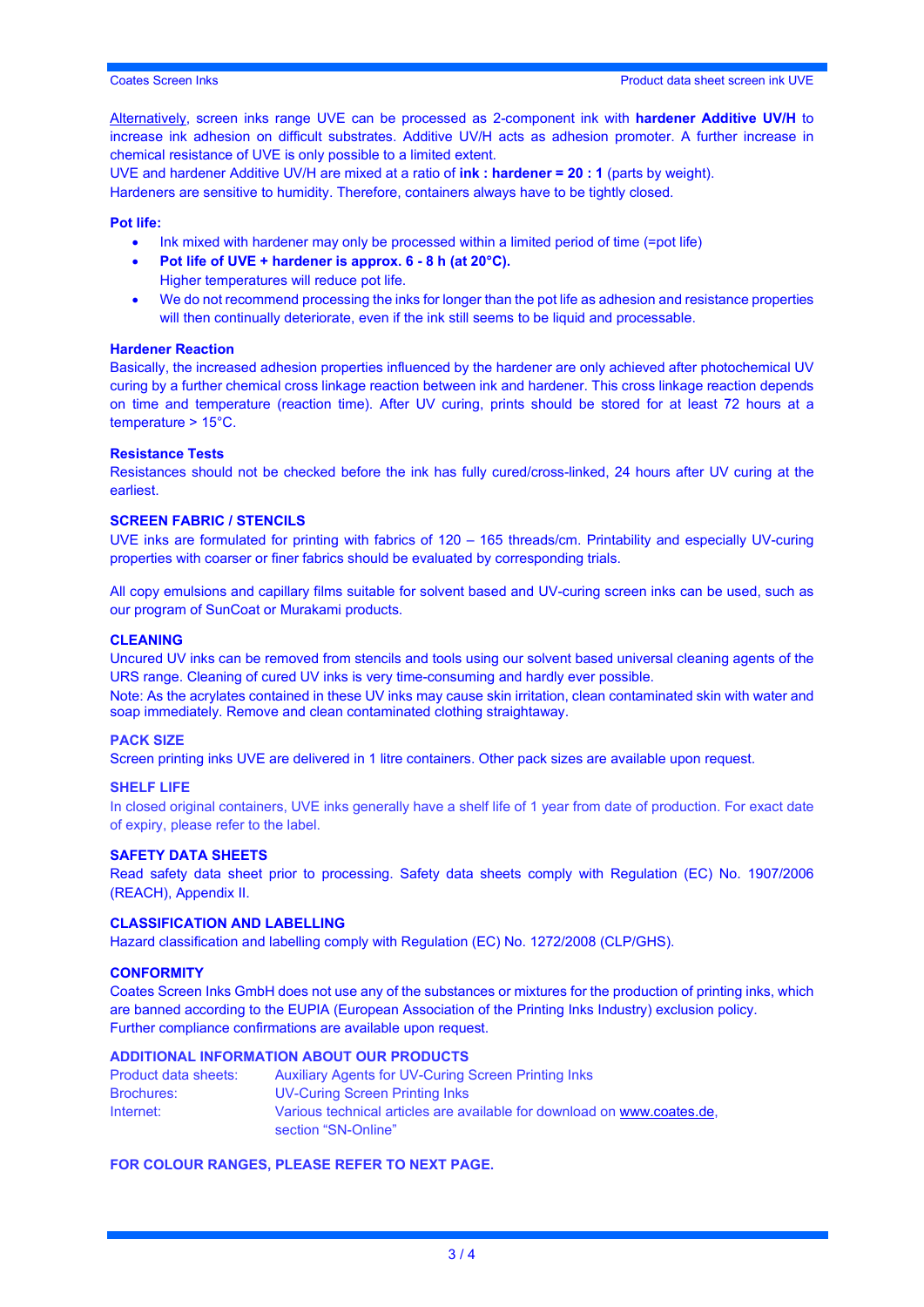Alternatively, screen inks range UVE can be processed as 2-component ink with **hardener Additive UV/H** to increase ink adhesion on difficult substrates. Additive UV/H acts as adhesion promoter. A further increase in chemical resistance of UVE is only possible to a limited extent.
UVE and hardener Additive UV/H are mixed at a ratio of **ink : hardener = 20 : 1** (parts by weight).
Hardeners are sensitive to humidity. Therefore, containers always have to be tightly closed.

**Pot life:**

- Ink mixed with hardener may only be processed within a limited period of time (=pot life)
- **Pot life of UVE + hardener is approx. 6 - 8 h (at 20°C).**
  Higher temperatures will reduce pot life.
- We do not recommend processing the inks for longer than the pot life as adhesion and resistance properties will then continually deteriorate, even if the ink still seems to be liquid and processable.

**Hardener Reaction**

Basically, the increased adhesion properties influenced by the hardener are only achieved after photochemical UV curing by a further chemical cross linkage reaction between ink and hardener. This cross linkage reaction depends on time and temperature (reaction time). After UV curing, prints should be stored for at least 72 hours at a temperature > 15°C.

**Resistance Tests**

Resistances should not be checked before the ink has fully cured/cross-linked, 24 hours after UV curing at the earliest.

## SCREEN FABRIC / STENCILS

UVE inks are formulated for printing with fabrics of 120 – 165 threads/cm. Printability and especially UV-curing properties with coarser or finer fabrics should be evaluated by corresponding trials.

All copy emulsions and capillary films suitable for solvent based and UV-curing screen inks can be used, such as our program of SunCoat or Murakami products.

## CLEANING

Uncured UV inks can be removed from stencils and tools using our solvent based universal cleaning agents of the URS range. Cleaning of cured UV inks is very time-consuming and hardly ever possible.
Note: As the acrylates contained in these UV inks may cause skin irritation, clean contaminated skin with water and soap immediately. Remove and clean contaminated clothing straightaway.

## PACK SIZE

Screen printing inks UVE are delivered in 1 litre containers. Other pack sizes are available upon request.

## SHELF LIFE

In closed original containers, UVE inks generally have a shelf life of 1 year from date of production. For exact date of expiry, please refer to the label.

## SAFETY DATA SHEETS

Read safety data sheet prior to processing. Safety data sheets comply with Regulation (EC) No. 1907/2006 (REACH), Appendix II.

## CLASSIFICATION AND LABELLING

Hazard classification and labelling comply with Regulation (EC) No. 1272/2008 (CLP/GHS).

## CONFORMITY

Coates Screen Inks GmbH does not use any of the substances or mixtures for the production of printing inks, which are banned according to the EUPIA (European Association of the Printing Inks Industry) exclusion policy.
Further compliance confirmations are available upon request.

## ADDITIONAL INFORMATION ABOUT OUR PRODUCTS

| | |
|---|---|
| Product data sheets: | Auxiliary Agents for UV-Curing Screen Printing Inks |
| Brochures: | UV-Curing Screen Printing Inks |
| Internet: | Various technical articles are available for download on www.coates.de, section "SN-Online" |

**FOR COLOUR RANGES, PLEASE REFER TO NEXT PAGE.**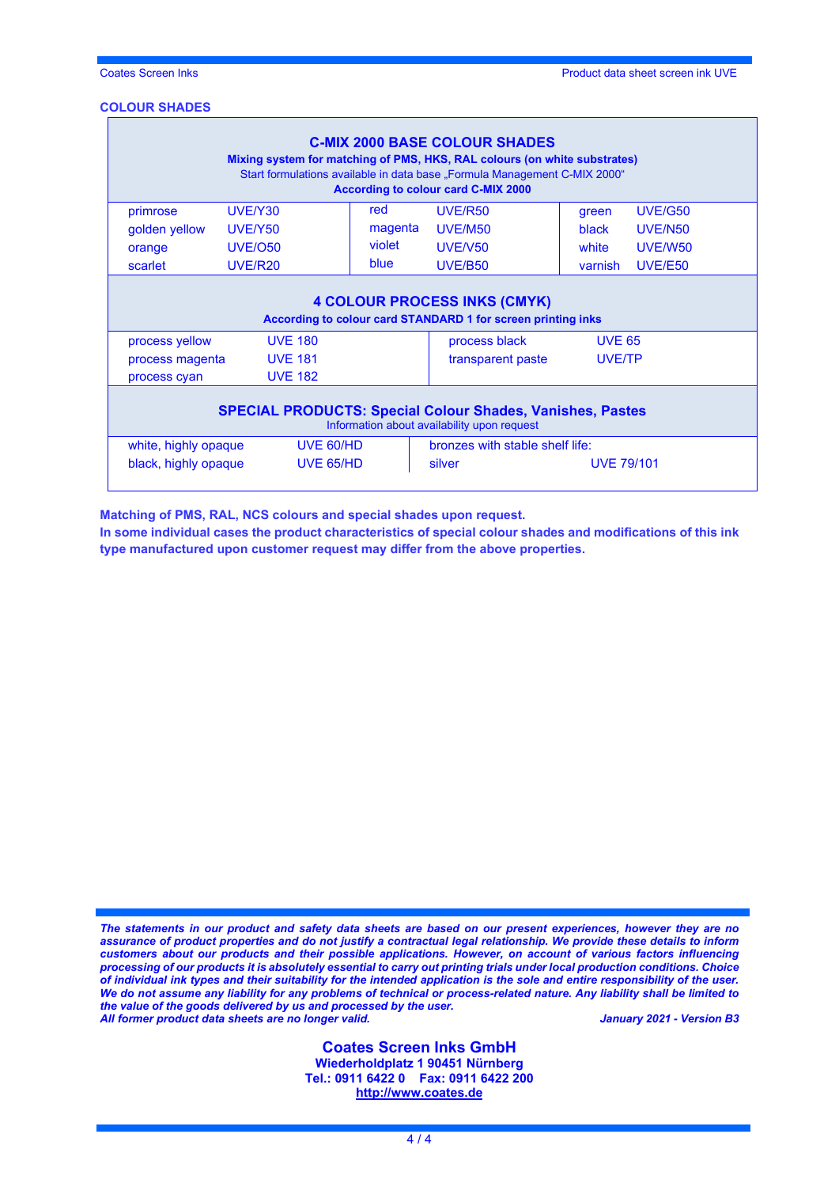## COLOUR SHADES

### C-MIX 2000 BASE COLOUR SHADES

**Mixing system for matching of PMS, HKS, RAL colours (on white substrates)**

Start formulations available in data base „Formula Management C-MIX 2000"

**According to colour card C-MIX 2000**

| | | | | | |
|---|---|---|---|---|---|
| primrose | UVE/Y30 | red | UVE/R50 | green | UVE/G50 |
| golden yellow | UVE/Y50 | magenta | UVE/M50 | black | UVE/N50 |
| orange | UVE/O50 | violet | UVE/V50 | white | UVE/W50 |
| scarlet | UVE/R20 | blue | UVE/B50 | varnish | UVE/E50 |

### 4 COLOUR PROCESS INKS (CMYK)

**According to colour card STANDARD 1 for screen printing inks**

| | | | |
|---|---|---|---|
| process yellow | UVE 180 | process black | UVE 65 |
| process magenta | UVE 181 | transparent paste | UVE/TP |
| process cyan | UVE 182 | | |

### SPECIAL PRODUCTS: Special Colour Shades, Vanishes, Pastes

Information about availability upon request

| | | | |
|---|---|---|---|
| white, highly opaque | UVE 60/HD | bronzes with stable shelf life: | |
| black, highly opaque | UVE 65/HD | silver | UVE 79/101 |

**Matching of PMS, RAL, NCS colours and special shades upon request.**
**In some individual cases the product characteristics of special colour shades and modifications of this ink type manufactured upon customer request may differ from the above properties.**

***The statements in our product and safety data sheets are based on our present experiences, however they are no assurance of product properties and do not justify a contractual legal relationship. We provide these details to inform customers about our products and their possible applications. However, on account of various factors influencing processing of our products it is absolutely essential to carry out printing trials under local production conditions. Choice of individual ink types and their suitability for the intended application is the sole and entire responsibility of the user. We do not assume any liability for any problems of technical or process-related nature. Any liability shall be limited to the value of the goods delivered by us and processed by the user.***
***All former product data sheets are no longer valid.*** ***January 2021 - Version B3***

**Coates Screen Inks GmbH**
**Wiederholdplatz 1 90451 Nürnberg**
**Tel.: 0911 6422 0 Fax: 0911 6422 200**
**http://www.coates.de**